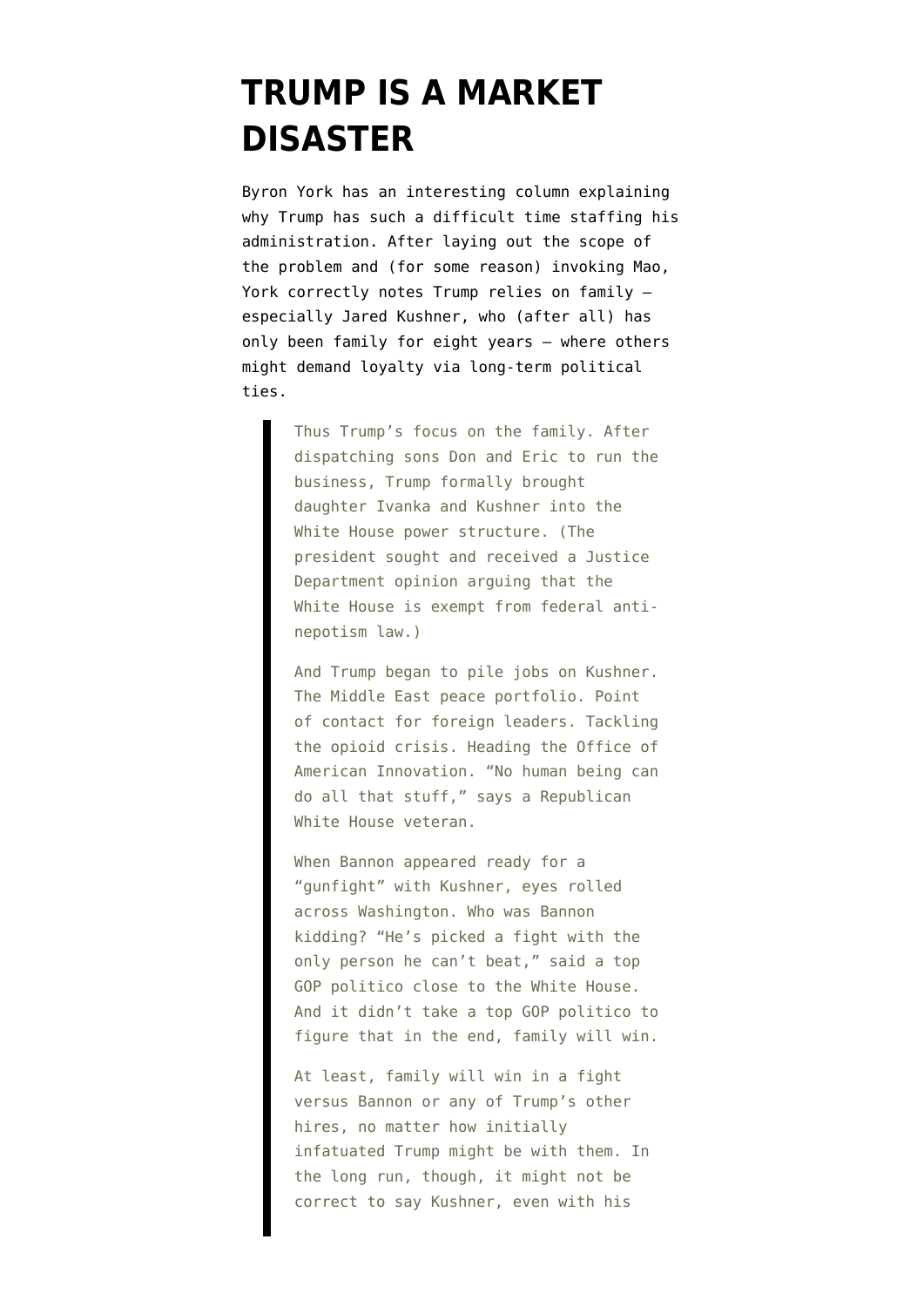# TRUMP IS A MARKET DISASTER

Byron York has an interesting column explaining why Trump has such a difficult time staffing his administration. After laying out the scope of the problem and (for some reason) invoking Mao, York correctly notes Trump relies on family — especially Jared Kushner, who (after all) has only been family for eight years — where others might demand loyalty via long-term political ties.

> Thus Trump's focus on the family. After dispatching sons Don and Eric to run the business, Trump formally brought daughter Ivanka and Kushner into the White House power structure. (The president sought and received a Justice Department opinion arguing that the White House is exempt from federal anti-nepotism law.)
>
> And Trump began to pile jobs on Kushner. The Middle East peace portfolio. Point of contact for foreign leaders. Tackling the opioid crisis. Heading the Office of American Innovation. "No human being can do all that stuff," says a Republican White House veteran.
>
> When Bannon appeared ready for a "gunfight" with Kushner, eyes rolled across Washington. Who was Bannon kidding? "He's picked a fight with the only person he can't beat," said a top GOP politico close to the White House. And it didn't take a top GOP politico to figure that in the end, family will win.
>
> At least, family will win in a fight versus Bannon or any of Trump's other hires, no matter how initially infatuated Trump might be with them. In the long run, though, it might not be correct to say Kushner, even with his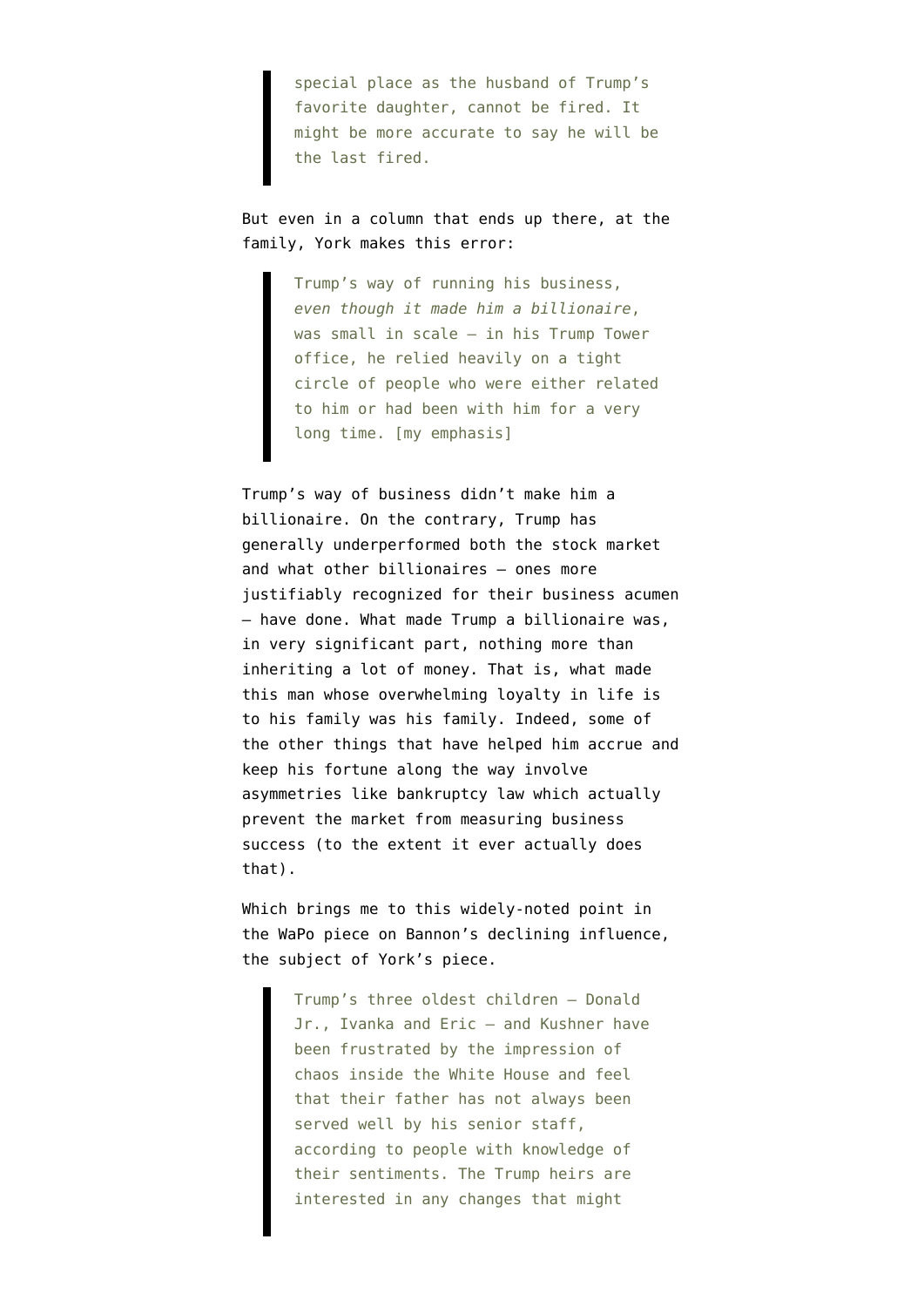> special place as the husband of Trump's favorite daughter, cannot be fired. It might be more accurate to say he will be the last fired.

But even in a column that ends up there, at the family, York makes this error:

> Trump's way of running his business, *even though it made him a billionaire*, was small in scale — in his Trump Tower office, he relied heavily on a tight circle of people who were either related to him or had been with him for a very long time. [my emphasis]

Trump's way of business didn't make him a billionaire. On the contrary, Trump has generally underperformed both the stock market and what other billionaires — ones more justifiably recognized for their business acumen — have done. What made Trump a billionaire was, in very significant part, nothing more than inheriting a lot of money. That is, what made this man whose overwhelming loyalty in life is to his family was his family. Indeed, some of the other things that have helped him accrue and keep his fortune along the way involve asymmetries like bankruptcy law which actually prevent the market from measuring business success (to the extent it ever actually does that).

Which brings me to this widely-noted point in the WaPo piece on Bannon's declining influence, the subject of York's piece.

> Trump's three oldest children — Donald Jr., Ivanka and Eric — and Kushner have been frustrated by the impression of chaos inside the White House and feel that their father has not always been served well by his senior staff, according to people with knowledge of their sentiments. The Trump heirs are interested in any changes that might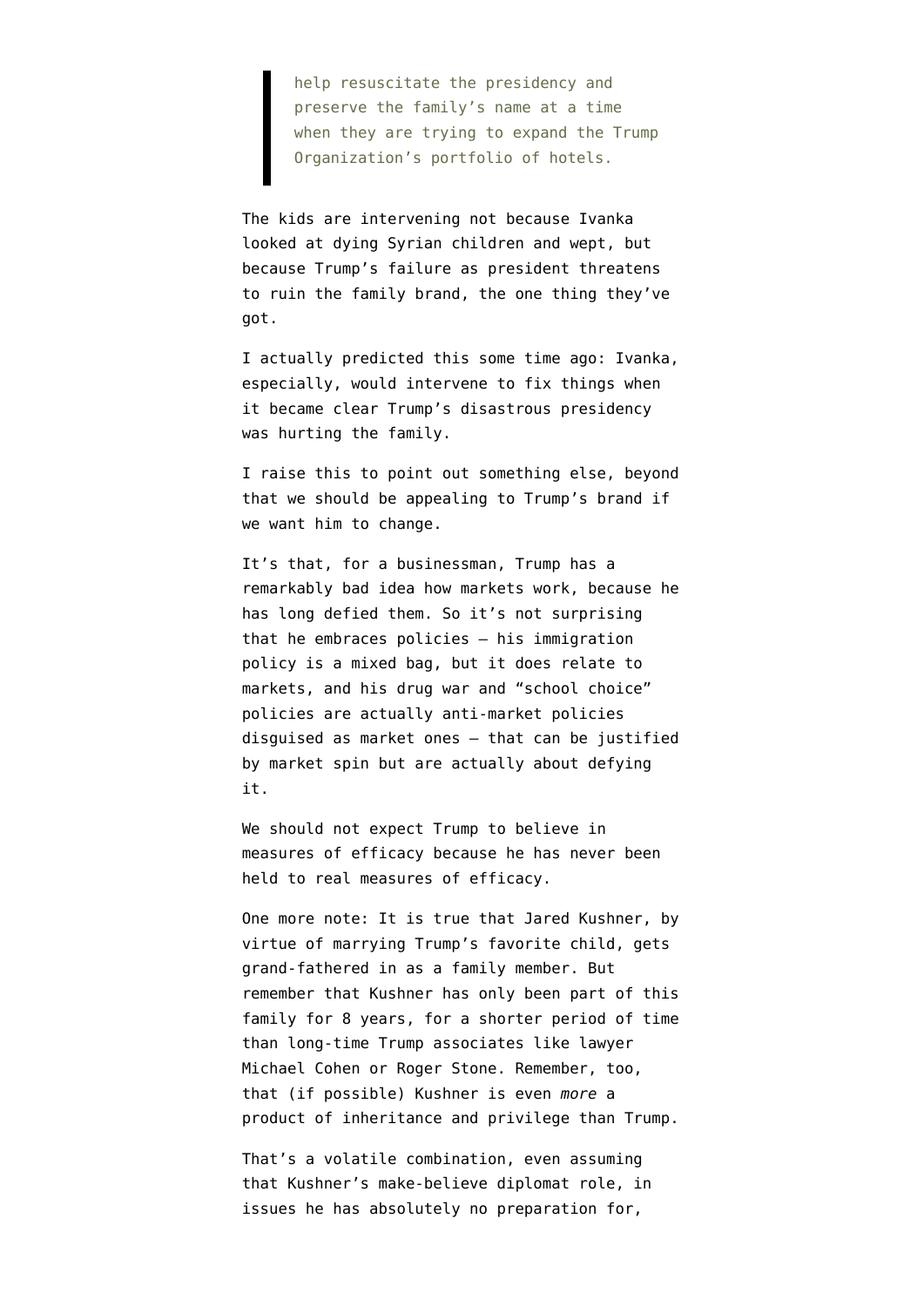> help resuscitate the presidency and preserve the family's name at a time when they are trying to expand the Trump Organization's portfolio of hotels.

The kids are intervening not because Ivanka looked at dying Syrian children and wept, but because Trump's failure as president threatens to ruin the family brand, the one thing they've got.

I actually predicted this some time ago: Ivanka, especially, would intervene to fix things when it became clear Trump's disastrous presidency was hurting the family.

I raise this to point out something else, beyond that we should be appealing to Trump's brand if we want him to change.

It's that, for a businessman, Trump has a remarkably bad idea how markets work, because he has long defied them. So it's not surprising that he embraces policies — his immigration policy is a mixed bag, but it does relate to markets, and his drug war and "school choice" policies are actually anti-market policies disguised as market ones — that can be justified by market spin but are actually about defying it.

We should not expect Trump to believe in measures of efficacy because he has never been held to real measures of efficacy.

One more note: It is true that Jared Kushner, by virtue of marrying Trump's favorite child, gets grand-fathered in as a family member. But remember that Kushner has only been part of this family for 8 years, for a shorter period of time than long-time Trump associates like lawyer Michael Cohen or Roger Stone. Remember, too, that (if possible) Kushner is even *more* a product of inheritance and privilege than Trump.

That's a volatile combination, even assuming that Kushner's make-believe diplomat role, in issues he has absolutely no preparation for,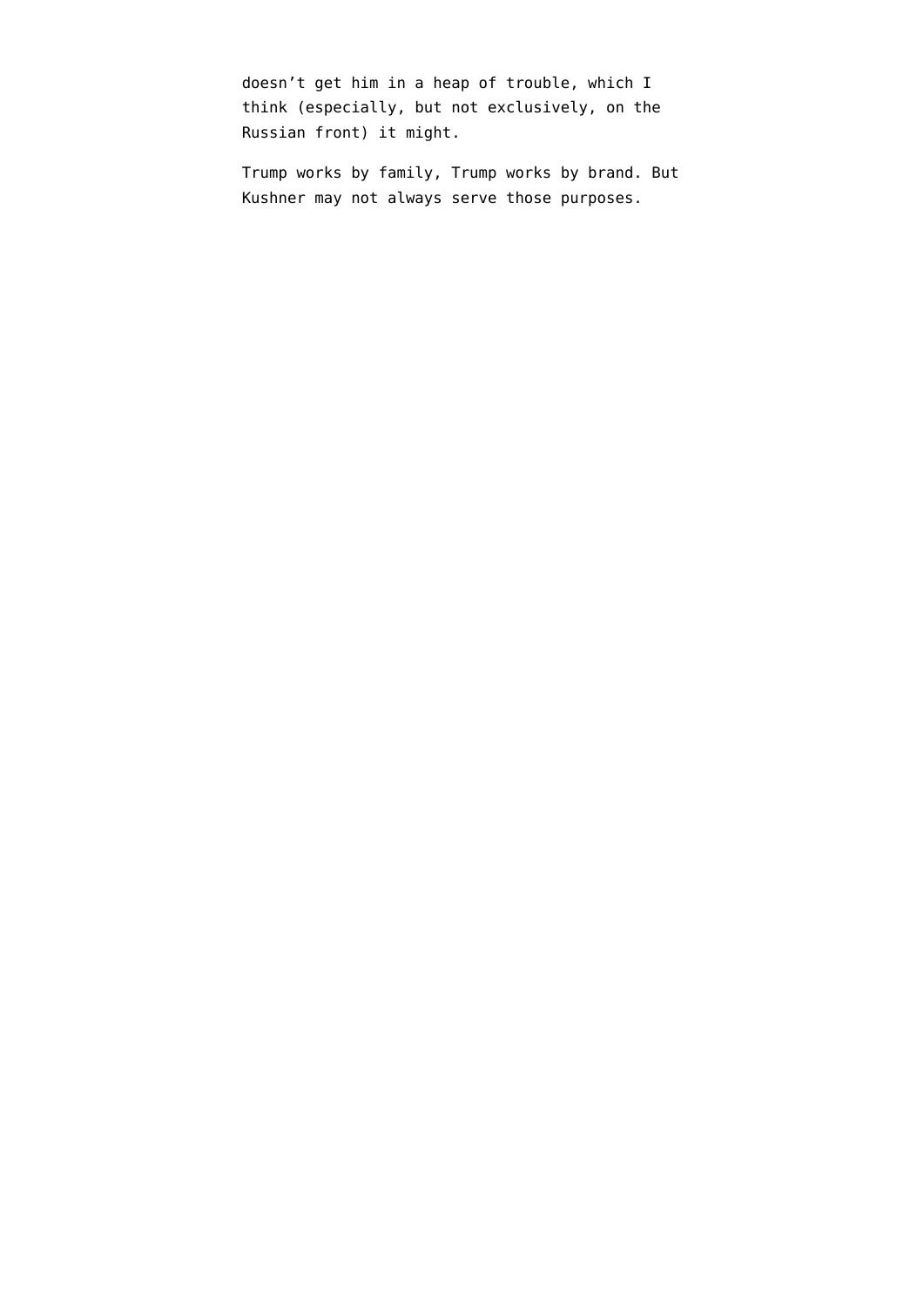doesn’t get him in a heap of trouble, which I think (especially, but not exclusively, on the Russian front) it might.

Trump works by family, Trump works by brand. But Kushner may not always serve those purposes.